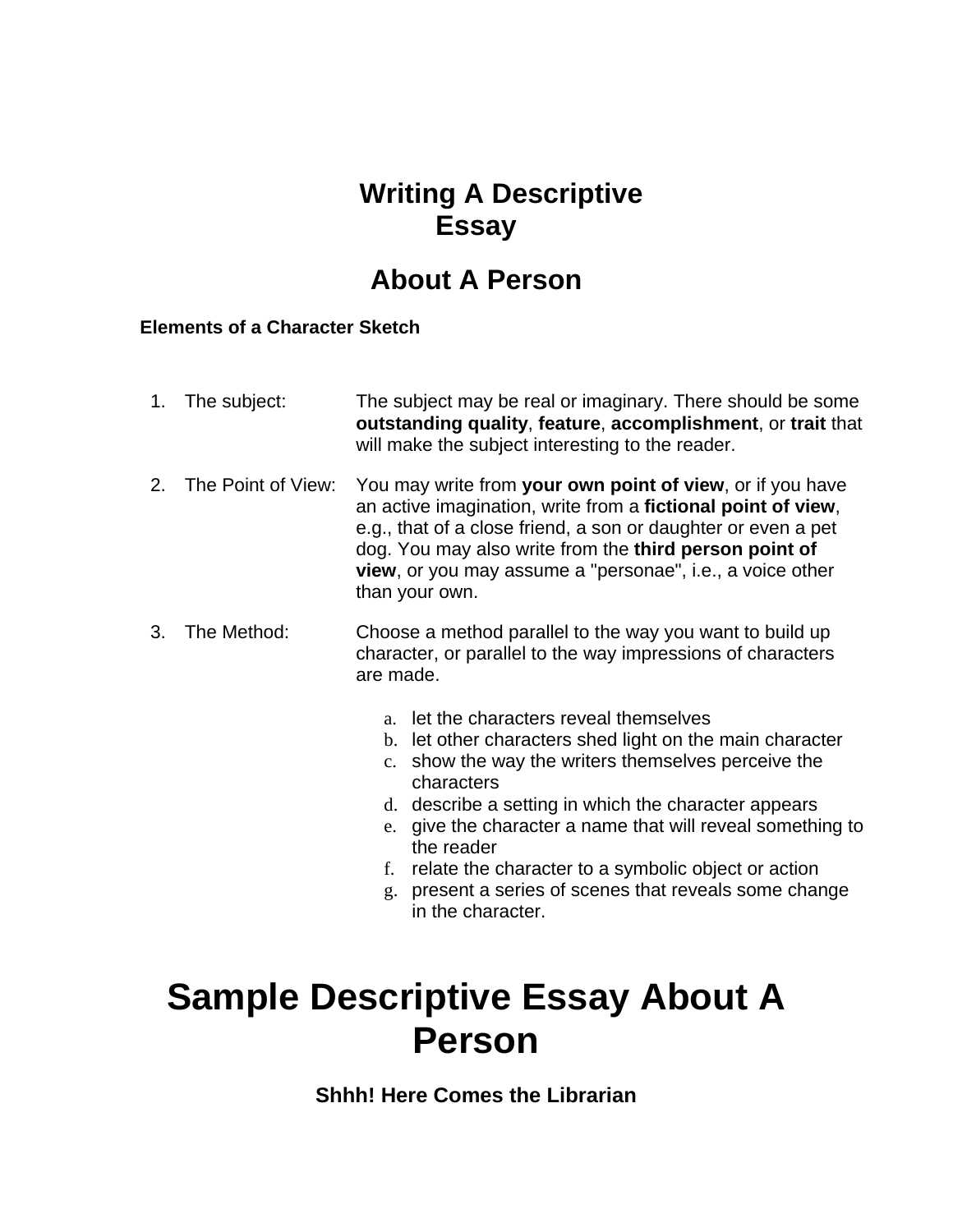# Writing A Descriptive Essay

## About A Person

### Elements of a Character Sketch

1. The subject: The subject may be real or imaginary. There should be some **outstanding quality**, **feature**, **accomplishment**, or **trait** that will make the subject interesting to the reader.

2. The Point of View: You may write from **your own point of view**, or if you have an active imagination, write from a **fictional point of view**, e.g., that of a close friend, a son or daughter or even a pet dog. You may also write from the **third person point of view**, or you may assume a "personae", i.e., a voice other than your own.

3. The Method: Choose a method parallel to the way you want to build up character, or parallel to the way impressions of characters are made.

   a. let the characters reveal themselves
   b. let other characters shed light on the main character
   c. show the way the writers themselves perceive the characters
   d. describe a setting in which the character appears
   e. give the character a name that will reveal something to the reader
   f. relate the character to a symbolic object or action
   g. present a series of scenes that reveals some change in the character.

# Sample Descriptive Essay About A Person

### Shhh! Here Comes the Librarian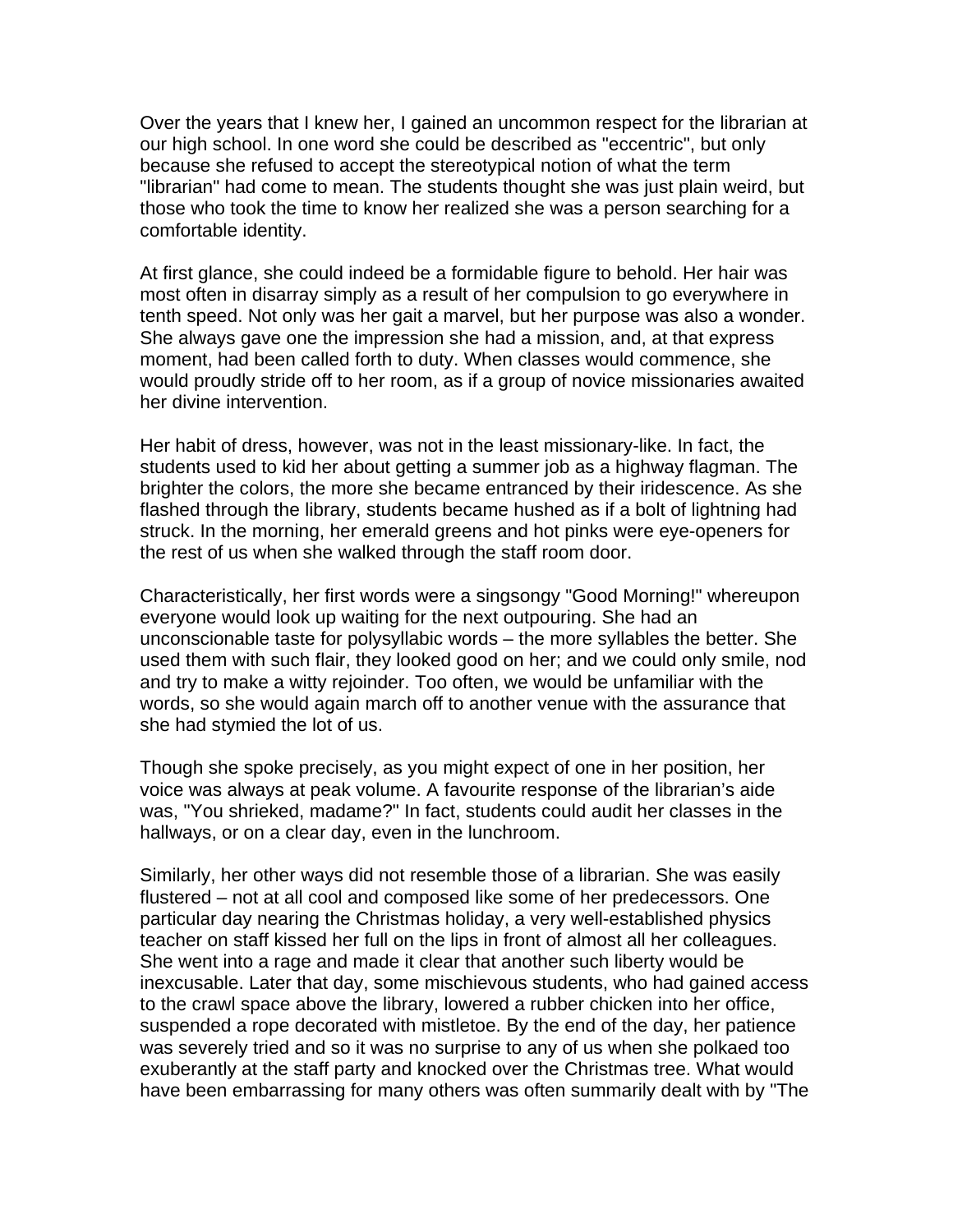Over the years that I knew her, I gained an uncommon respect for the librarian at our high school. In one word she could be described as "eccentric", but only because she refused to accept the stereotypical notion of what the term "librarian" had come to mean. The students thought she was just plain weird, but those who took the time to know her realized she was a person searching for a comfortable identity.

At first glance, she could indeed be a formidable figure to behold. Her hair was most often in disarray simply as a result of her compulsion to go everywhere in tenth speed. Not only was her gait a marvel, but her purpose was also a wonder. She always gave one the impression she had a mission, and, at that express moment, had been called forth to duty. When classes would commence, she would proudly stride off to her room, as if a group of novice missionaries awaited her divine intervention.

Her habit of dress, however, was not in the least missionary-like. In fact, the students used to kid her about getting a summer job as a highway flagman. The brighter the colors, the more she became entranced by their iridescence. As she flashed through the library, students became hushed as if a bolt of lightning had struck. In the morning, her emerald greens and hot pinks were eye-openers for the rest of us when she walked through the staff room door.

Characteristically, her first words were a singsongy "Good Morning!" whereupon everyone would look up waiting for the next outpouring. She had an unconscionable taste for polysyllabic words – the more syllables the better. She used them with such flair, they looked good on her; and we could only smile, nod and try to make a witty rejoinder. Too often, we would be unfamiliar with the words, so she would again march off to another venue with the assurance that she had stymied the lot of us.

Though she spoke precisely, as you might expect of one in her position, her voice was always at peak volume. A favourite response of the librarian's aide was, "You shrieked, madame?" In fact, students could audit her classes in the hallways, or on a clear day, even in the lunchroom.

Similarly, her other ways did not resemble those of a librarian. She was easily flustered – not at all cool and composed like some of her predecessors. One particular day nearing the Christmas holiday, a very well-established physics teacher on staff kissed her full on the lips in front of almost all her colleagues. She went into a rage and made it clear that another such liberty would be inexcusable. Later that day, some mischievous students, who had gained access to the crawl space above the library, lowered a rubber chicken into her office, suspended a rope decorated with mistletoe. By the end of the day, her patience was severely tried and so it was no surprise to any of us when she polkaed too exuberantly at the staff party and knocked over the Christmas tree. What would have been embarrassing for many others was often summarily dealt with by "The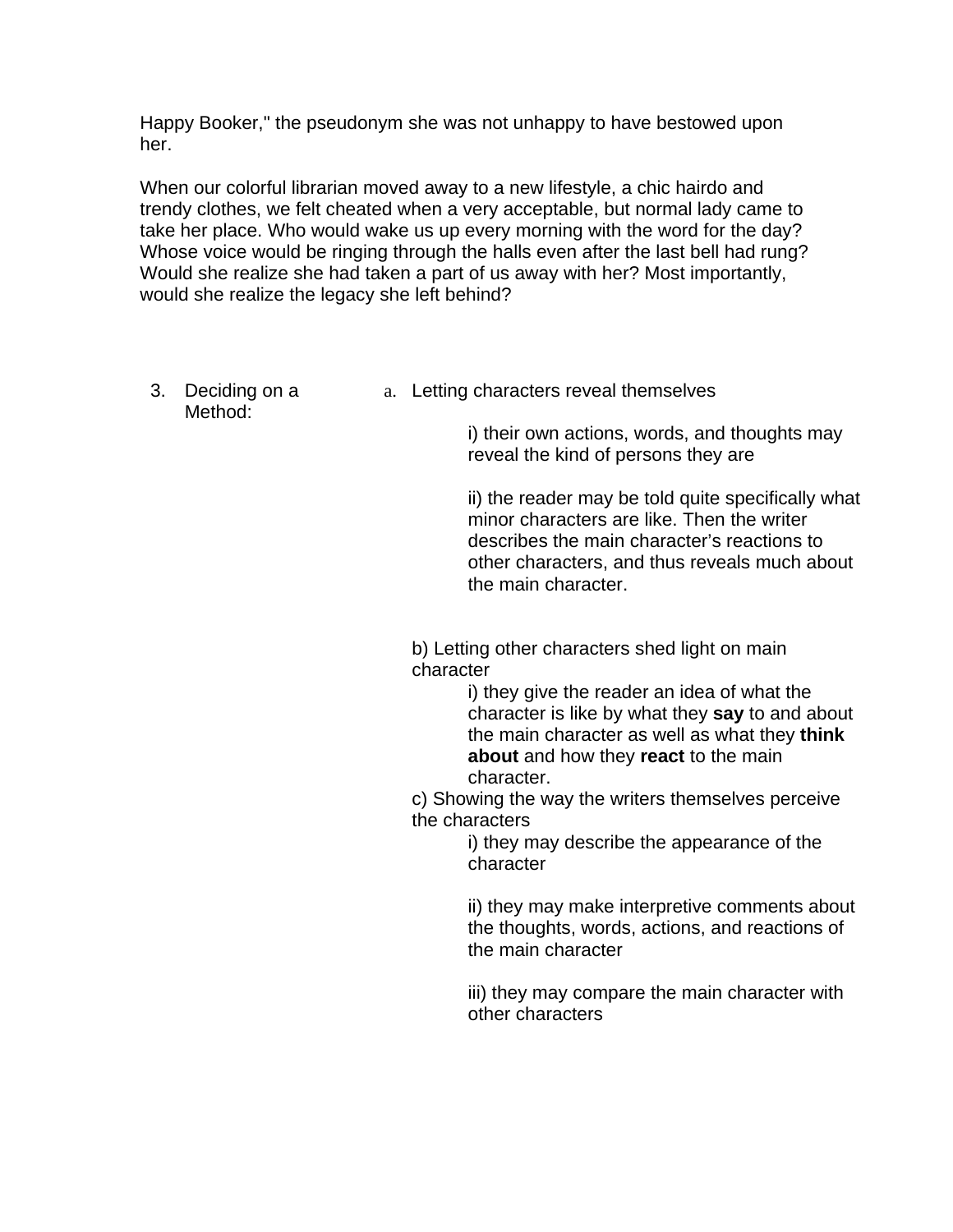Happy Booker," the pseudonym she was not unhappy to have bestowed upon her.

When our colorful librarian moved away to a new lifestyle, a chic hairdo and trendy clothes, we felt cheated when a very acceptable, but normal lady came to take her place. Who would wake us up every morning with the word for the day? Whose voice would be ringing through the halls even after the last bell had rung? Would she realize she had taken a part of us away with her? Most importantly, would she realize the legacy she left behind?

3. Deciding on a Method:

   a. Letting characters reveal themselves

      i) their own actions, words, and thoughts may reveal the kind of persons they are

      ii) the reader may be told quite specifically what minor characters are like. Then the writer describes the main character's reactions to other characters, and thus reveals much about the main character.

   b) Letting other characters shed light on main character

      i) they give the reader an idea of what the character is like by what they **say** to and about the main character as well as what they **think about** and how they **react** to the main character.

   c) Showing the way the writers themselves perceive the characters

      i) they may describe the appearance of the character

      ii) they may make interpretive comments about the thoughts, words, actions, and reactions of the main character

      iii) they may compare the main character with other characters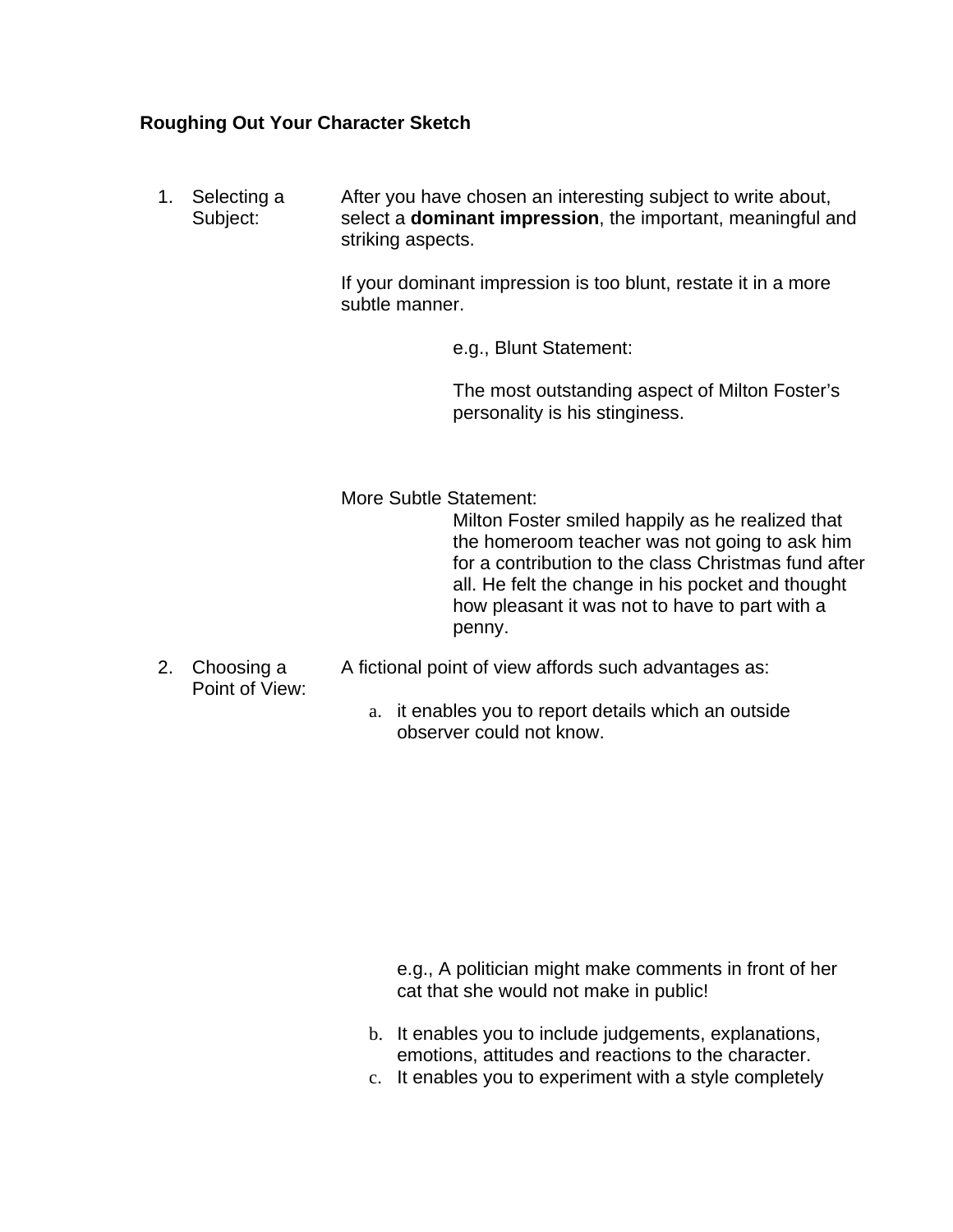**Roughing Out Your Character Sketch**

1. Selecting a Subject:

   After you have chosen an interesting subject to write about, select a **dominant impression**, the important, meaningful and striking aspects.

   If your dominant impression is too blunt, restate it in a more subtle manner.

   > e.g., Blunt Statement:
   >
   > The most outstanding aspect of Milton Foster's personality is his stinginess.

   More Subtle Statement:

   > Milton Foster smiled happily as he realized that the homeroom teacher was not going to ask him for a contribution to the class Christmas fund after all. He felt the change in his pocket and thought how pleasant it was not to have to part with a penny.

2. Choosing a Point of View:

   A fictional point of view affords such advantages as:

   a. it enables you to report details which an outside observer could not know.

      e.g., A politician might make comments in front of her cat that she would not make in public!

   b. It enables you to include judgements, explanations, emotions, attitudes and reactions to the character.
   c. It enables you to experiment with a style completely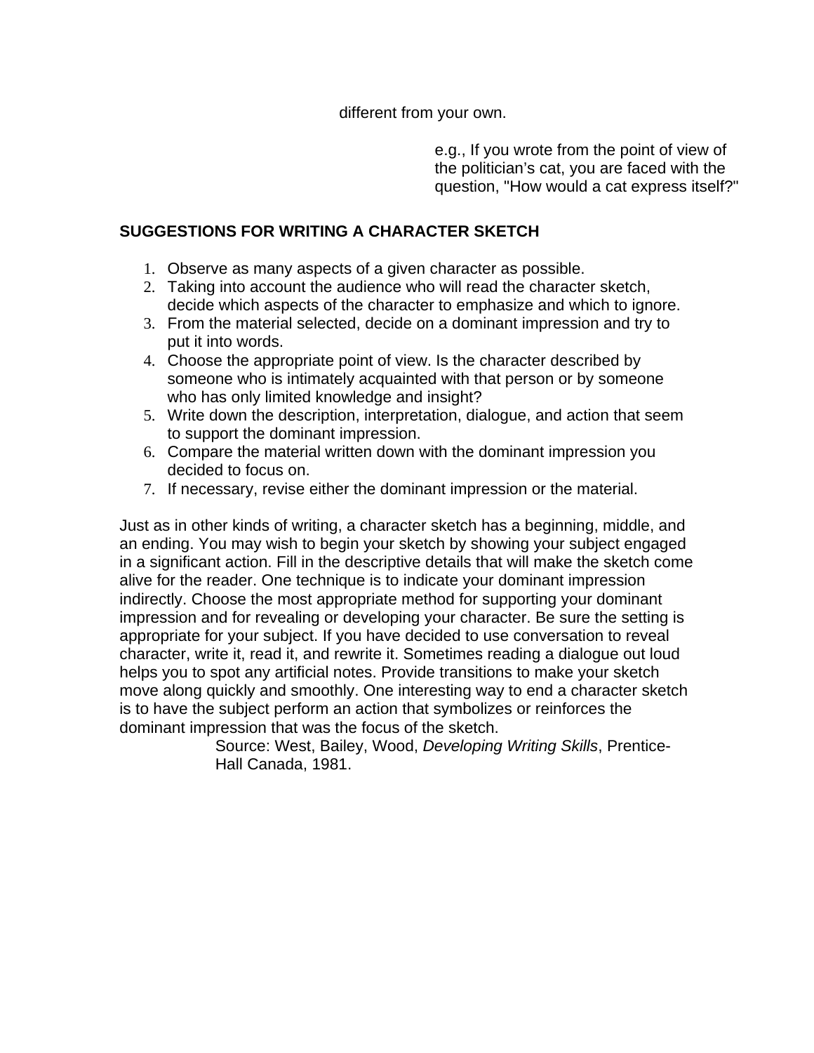different from your own.

e.g., If you wrote from the point of view of the politician's cat, you are faced with the question, "How would a cat express itself?"

**SUGGESTIONS FOR WRITING A CHARACTER SKETCH**

1. Observe as many aspects of a given character as possible.
2. Taking into account the audience who will read the character sketch, decide which aspects of the character to emphasize and which to ignore.
3. From the material selected, decide on a dominant impression and try to put it into words.
4. Choose the appropriate point of view. Is the character described by someone who is intimately acquainted with that person or by someone who has only limited knowledge and insight?
5. Write down the description, interpretation, dialogue, and action that seem to support the dominant impression.
6. Compare the material written down with the dominant impression you decided to focus on.
7. If necessary, revise either the dominant impression or the material.

Just as in other kinds of writing, a character sketch has a beginning, middle, and an ending. You may wish to begin your sketch by showing your subject engaged in a significant action. Fill in the descriptive details that will make the sketch come alive for the reader. One technique is to indicate your dominant impression indirectly. Choose the most appropriate method for supporting your dominant impression and for revealing or developing your character. Be sure the setting is appropriate for your subject. If you have decided to use conversation to reveal character, write it, read it, and rewrite it. Sometimes reading a dialogue out loud helps you to spot any artificial notes. Provide transitions to make your sketch move along quickly and smoothly. One interesting way to end a character sketch is to have the subject perform an action that symbolizes or reinforces the dominant impression that was the focus of the sketch.

Source: West, Bailey, Wood, *Developing Writing Skills*, Prentice-Hall Canada, 1981.